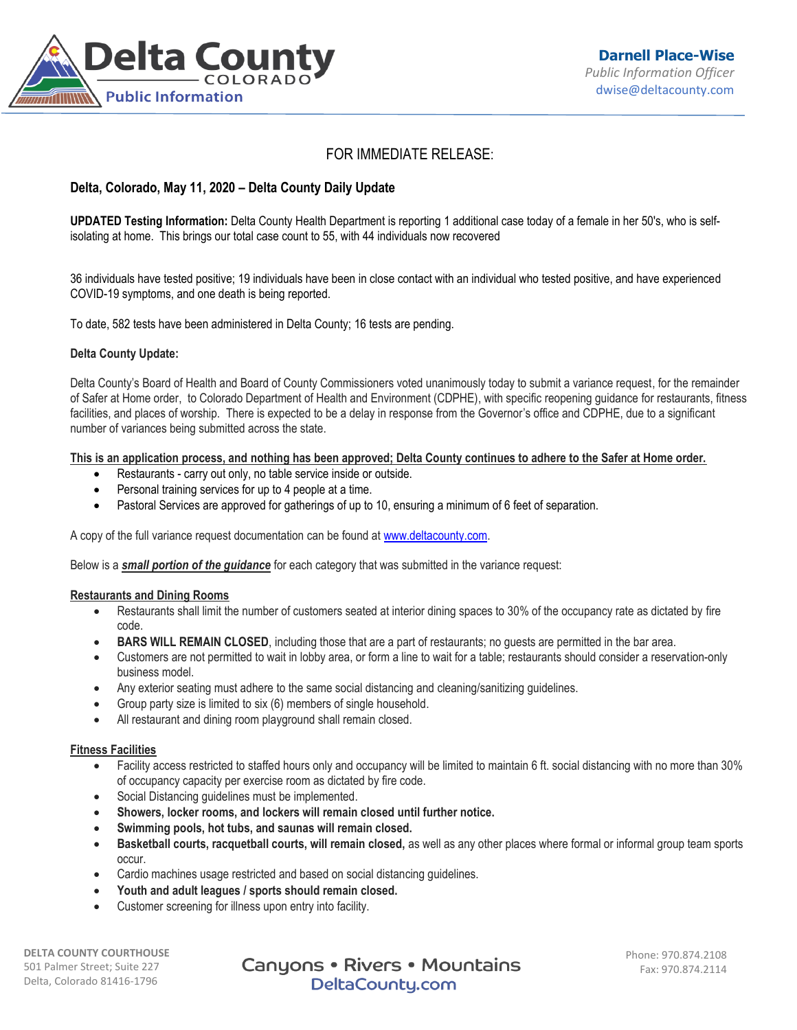Delta County COLORADO Public Information

**Darnell Place-Wise**
*Public Information Officer*
dwise@deltacounty.com

FOR IMMEDIATE RELEASE:

**Delta, Colorado, May 11, 2020 – Delta County Daily Update**

**UPDATED Testing Information:** Delta County Health Department is reporting 1 additional case today of a female in her 50's, who is self-isolating at home. This brings our total case count to 55, with 44 individuals now recovered

36 individuals have tested positive; 19 individuals have been in close contact with an individual who tested positive, and have experienced COVID-19 symptoms, and one death is being reported.

To date, 582 tests have been administered in Delta County; 16 tests are pending.

**Delta County Update:**

Delta County's Board of Health and Board of County Commissioners voted unanimously today to submit a variance request, for the remainder of Safer at Home order, to Colorado Department of Health and Environment (CDPHE), with specific reopening guidance for restaurants, fitness facilities, and places of worship. There is expected to be a delay in response from the Governor's office and CDPHE, due to a significant number of variances being submitted across the state.

**This is an application process, and nothing has been approved; Delta County continues to adhere to the Safer at Home order.**

- Restaurants - carry out only, no table service inside or outside.
- Personal training services for up to 4 people at a time.
- Pastoral Services are approved for gatherings of up to 10, ensuring a minimum of 6 feet of separation.

A copy of the full variance request documentation can be found at www.deltacounty.com.

Below is a ***small portion of the guidance*** for each category that was submitted in the variance request:

**Restaurants and Dining Rooms**

- Restaurants shall limit the number of customers seated at interior dining spaces to 30% of the occupancy rate as dictated by fire code.
- **BARS WILL REMAIN CLOSED**, including those that are a part of restaurants; no guests are permitted in the bar area.
- Customers are not permitted to wait in lobby area, or form a line to wait for a table; restaurants should consider a reservation-only business model.
- Any exterior seating must adhere to the same social distancing and cleaning/sanitizing guidelines.
- Group party size is limited to six (6) members of single household.
- All restaurant and dining room playground shall remain closed.

**Fitness Facilities**

- Facility access restricted to staffed hours only and occupancy will be limited to maintain 6 ft. social distancing with no more than 30% of occupancy capacity per exercise room as dictated by fire code.
- Social Distancing guidelines must be implemented.
- **Showers, locker rooms, and lockers will remain closed until further notice.**
- **Swimming pools, hot tubs, and saunas will remain closed.**
- **Basketball courts, racquetball courts, will remain closed,** as well as any other places where formal or informal group team sports occur.
- Cardio machines usage restricted and based on social distancing guidelines.
- **Youth and adult leagues / sports should remain closed.**
- Customer screening for illness upon entry into facility.

DELTA COUNTY COURTHOUSE
501 Palmer Street; Suite 227
Delta, Colorado 81416-1796

Canyons • Rivers • Mountains
DeltaCounty.com

Phone: 970.874.2108
Fax: 970.874.2114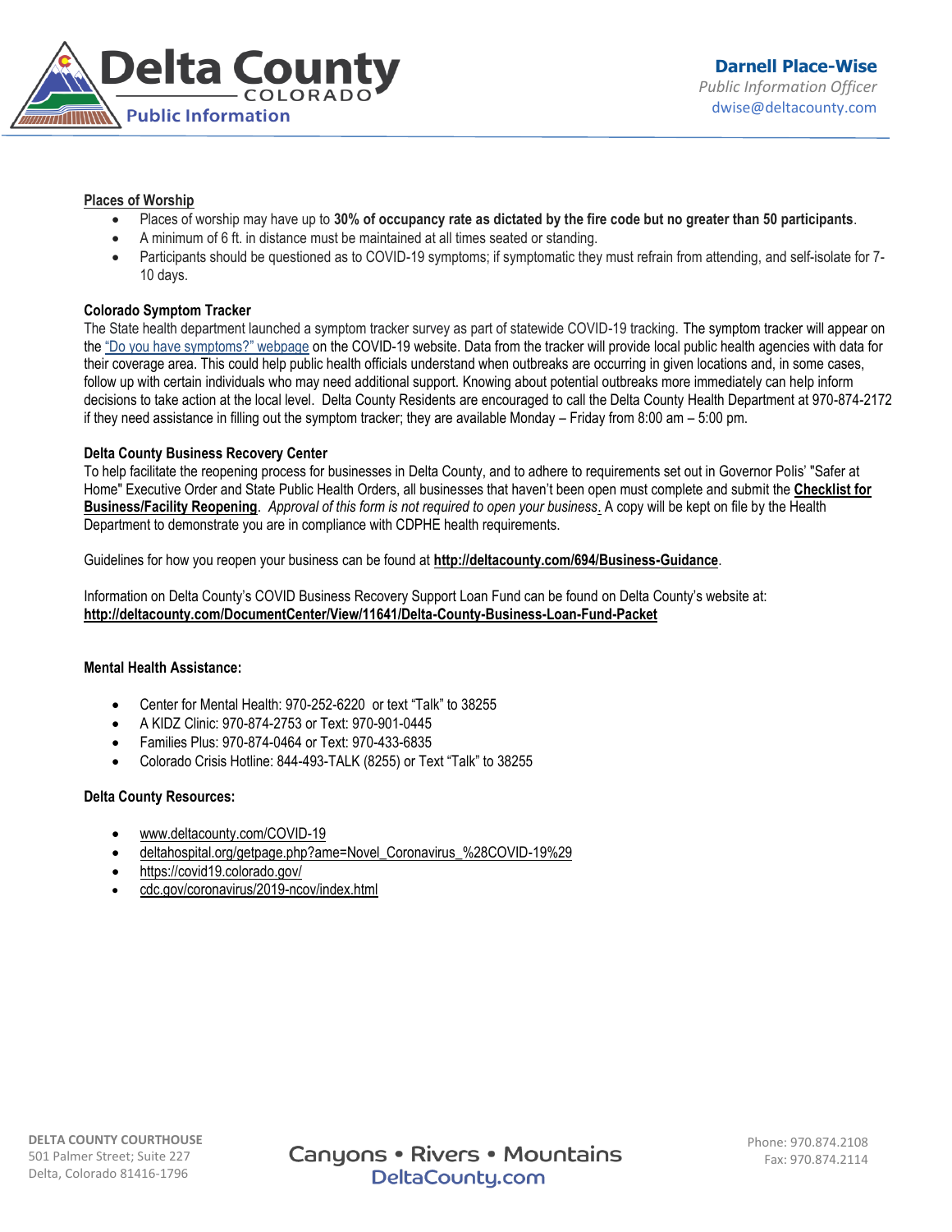**Places of Worship**

- Places of worship may have up to **30% of occupancy rate as dictated by the fire code but no greater than 50 participants**.
- A minimum of 6 ft. in distance must be maintained at all times seated or standing.
- Participants should be questioned as to COVID-19 symptoms; if symptomatic they must refrain from attending, and self-isolate for 7-10 days.

**Colorado Symptom Tracker**

The State health department launched a symptom tracker survey as part of statewide COVID-19 tracking. The symptom tracker will appear on the "Do you have symptoms?" webpage on the COVID-19 website. Data from the tracker will provide local public health agencies with data for their coverage area. This could help public health officials understand when outbreaks are occurring in given locations and, in some cases, follow up with certain individuals who may need additional support. Knowing about potential outbreaks more immediately can help inform decisions to take action at the local level. Delta County Residents are encouraged to call the Delta County Health Department at 970-874-2172 if they need assistance in filling out the symptom tracker; they are available Monday – Friday from 8:00 am – 5:00 pm.

**Delta County Business Recovery Center**

To help facilitate the reopening process for businesses in Delta County, and to adhere to requirements set out in Governor Polis' "Safer at Home" Executive Order and State Public Health Orders, all businesses that haven't been open must complete and submit the **Checklist for Business/Facility Reopening**. *Approval of this form is not required to open your business*. A copy will be kept on file by the Health Department to demonstrate you are in compliance with CDPHE health requirements.

Guidelines for how you reopen your business can be found at **http://deltacounty.com/694/Business-Guidance**.

Information on Delta County's COVID Business Recovery Support Loan Fund can be found on Delta County's website at:
**http://deltacounty.com/DocumentCenter/View/11641/Delta-County-Business-Loan-Fund-Packet**

**Mental Health Assistance:**

- Center for Mental Health: 970-252-6220 or text "Talk" to 38255
- A KIDZ Clinic: 970-874-2753 or Text: 970-901-0445
- Families Plus: 970-874-0464 or Text: 970-433-6835
- Colorado Crisis Hotline: 844-493-TALK (8255) or Text "Talk" to 38255

**Delta County Resources:**

- www.deltacounty.com/COVID-19
- deltahospital.org/getpage.php?ame=Novel_Coronavirus_%28COVID-19%29
- https://covid19.colorado.gov/
- cdc.gov/coronavirus/2019-ncov/index.html